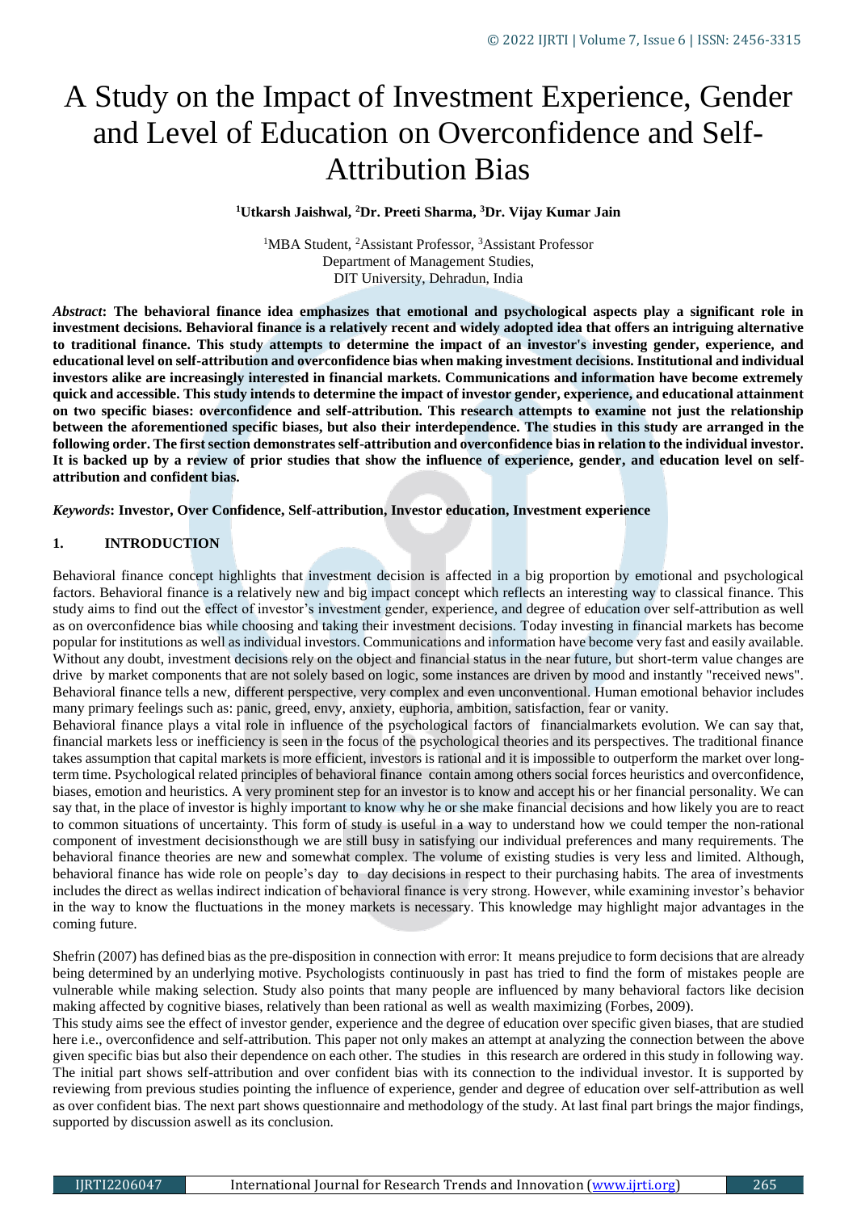# A Study on the Impact of Investment Experience, Gender and Level of Education on Overconfidence and Self-Attribution Bias

**[1]Utkarsh Jaishwal, [2]Dr. Preeti Sharma, [3]Dr. Vijay Kumar Jain**

[1]MBA Student, [2]Assistant Professor, [3]Assistant Professor
Department of Management Studies,
DIT University, Dehradun, India

***Abstract*: The behavioral finance idea emphasizes that emotional and psychological aspects play a significant role in investment decisions. Behavioral finance is a relatively recent and widely adopted idea that offers an intriguing alternative to traditional finance. This study attempts to determine the impact of an investor's investing gender, experience, and educational level on self-attribution and overconfidence bias when making investment decisions. Institutional and individual investors alike are increasingly interested in financial markets. Communications and information have become extremely quick and accessible. This study intends to determine the impact of investor gender, experience, and educational attainment on two specific biases: overconfidence and self-attribution. This research attempts to examine not just the relationship between the aforementioned specific biases, but also their interdependence. The studies in this study are arranged in the following order. The first section demonstrates self-attribution and overconfidence bias in relation to the individual investor. It is backed up by a review of prior studies that show the influence of experience, gender, and education level on self-attribution and confident bias.**

***Keywords*: Investor, Over Confidence, Self-attribution, Investor education, Investment experience**

## 1. INTRODUCTION

Behavioral finance concept highlights that investment decision is affected in a big proportion by emotional and psychological factors. Behavioral finance is a relatively new and big impact concept which reflects an interesting way to classical finance. This study aims to find out the effect of investor's investment gender, experience, and degree of education over self-attribution as well as on overconfidence bias while choosing and taking their investment decisions. Today investing in financial markets has become popular for institutions as well as individual investors. Communications and information have become very fast and easily available. Without any doubt, investment decisions rely on the object and financial status in the near future, but short-term value changes are drive by market components that are not solely based on logic, some instances are driven by mood and instantly "received news". Behavioral finance tells a new, different perspective, very complex and even unconventional. Human emotional behavior includes many primary feelings such as: panic, greed, envy, anxiety, euphoria, ambition, satisfaction, fear or vanity.

Behavioral finance plays a vital role in influence of the psychological factors of financialmarkets evolution. We can say that, financial markets less or inefficiency is seen in the focus of the psychological theories and its perspectives. The traditional finance takes assumption that capital markets is more efficient, investors is rational and it is impossible to outperform the market over long-term time. Psychological related principles of behavioral finance contain among others social forces heuristics and overconfidence, biases, emotion and heuristics. A very prominent step for an investor is to know and accept his or her financial personality. We can say that, in the place of investor is highly important to know why he or she make financial decisions and how likely you are to react to common situations of uncertainty. This form of study is useful in a way to understand how we could temper the non-rational component of investment decisionsthough we are still busy in satisfying our individual preferences and many requirements. The behavioral finance theories are new and somewhat complex. The volume of existing studies is very less and limited. Although, behavioral finance has wide role on people's day to day decisions in respect to their purchasing habits. The area of investments includes the direct as wellas indirect indication of behavioral finance is very strong. However, while examining investor's behavior in the way to know the fluctuations in the money markets is necessary. This knowledge may highlight major advantages in the coming future.

Shefrin (2007) has defined bias as the pre-disposition in connection with error: It means prejudice to form decisions that are already being determined by an underlying motive. Psychologists continuously in past has tried to find the form of mistakes people are vulnerable while making selection. Study also points that many people are influenced by many behavioral factors like decision making affected by cognitive biases, relatively than been rational as well as wealth maximizing (Forbes, 2009).

This study aims see the effect of investor gender, experience and the degree of education over specific given biases, that are studied here i.e., overconfidence and self-attribution. This paper not only makes an attempt at analyzing the connection between the above given specific bias but also their dependence on each other. The studies in this research are ordered in this study in following way. The initial part shows self-attribution and over confident bias with its connection to the individual investor. It is supported by reviewing from previous studies pointing the influence of experience, gender and degree of education over self-attribution as well as over confident bias. The next part shows questionnaire and methodology of the study. At last final part brings the major findings, supported by discussion aswell as its conclusion.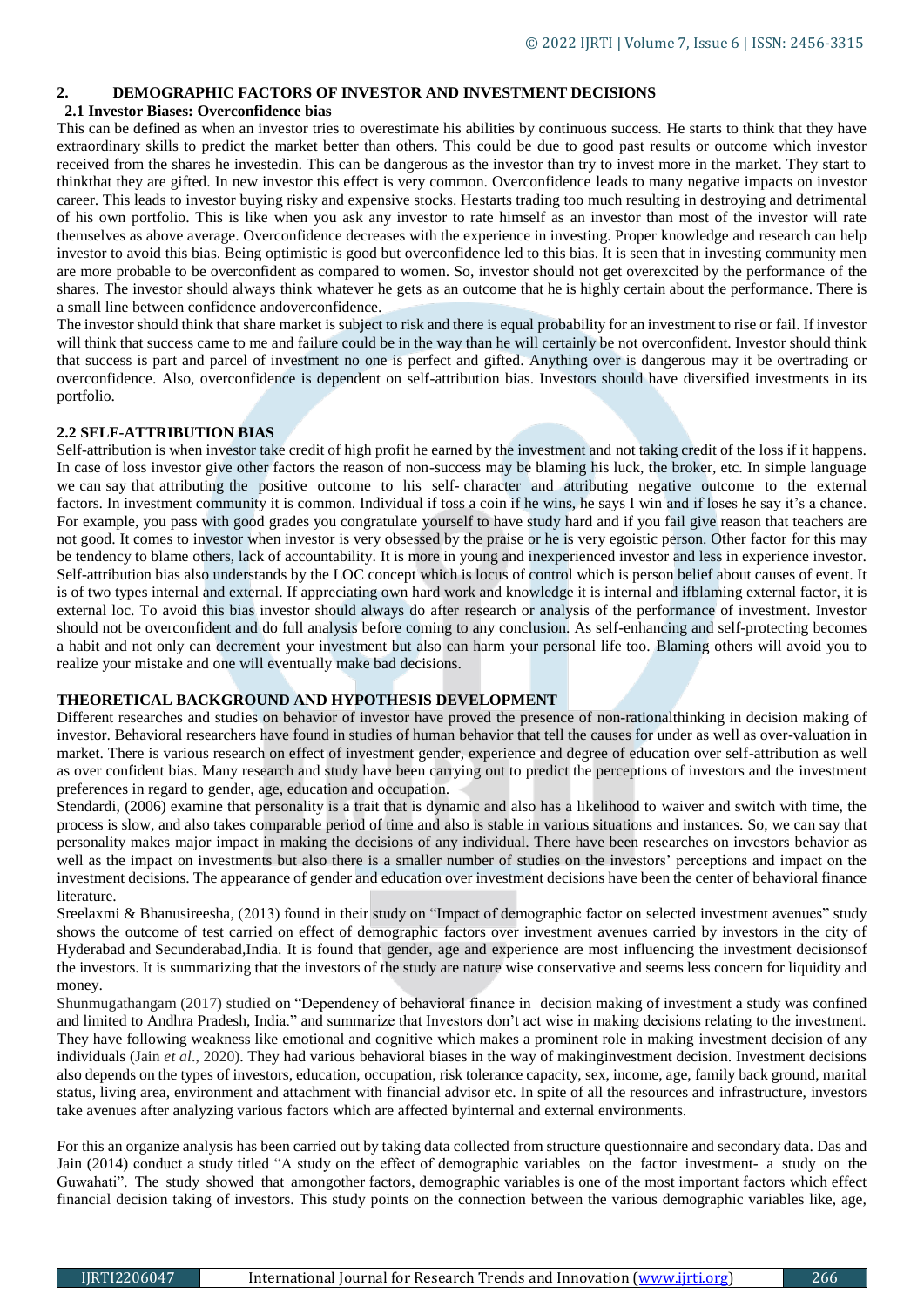## 2. DEMOGRAPHIC FACTORS OF INVESTOR AND INVESTMENT DECISIONS

### 2.1 Investor Biases: Overconfidence bias

This can be defined as when an investor tries to overestimate his abilities by continuous success. He starts to think that they have extraordinary skills to predict the market better than others. This could be due to good past results or outcome which investor received from the shares he investedin. This can be dangerous as the investor than try to invest more in the market. They start to thinkthat they are gifted. In new investor this effect is very common. Overconfidence leads to many negative impacts on investor career. This leads to investor buying risky and expensive stocks. Hestarts trading too much resulting in destroying and detrimental of his own portfolio. This is like when you ask any investor to rate himself as an investor than most of the investor will rate themselves as above average. Overconfidence decreases with the experience in investing. Proper knowledge and research can help investor to avoid this bias. Being optimistic is good but overconfidence led to this bias. It is seen that in investing community men are more probable to be overconfident as compared to women. So, investor should not get overexcited by the performance of the shares. The investor should always think whatever he gets as an outcome that he is highly certain about the performance. There is a small line between confidence andoverconfidence.

The investor should think that share market is subject to risk and there is equal probability for an investment to rise or fail. If investor will think that success came to me and failure could be in the way than he will certainly be not overconfident. Investor should think that success is part and parcel of investment no one is perfect and gifted. Anything over is dangerous may it be overtrading or overconfidence. Also, overconfidence is dependent on self-attribution bias. Investors should have diversified investments in its portfolio.

### 2.2 SELF-ATTRIBUTION BIAS

Self-attribution is when investor take credit of high profit he earned by the investment and not taking credit of the loss if it happens. In case of loss investor give other factors the reason of non-success may be blaming his luck, the broker, etc. In simple language we can say that attributing the positive outcome to his self- character and attributing negative outcome to the external factors. In investment community it is common. Individual if toss a coin if he wins, he says I win and if loses he say it's a chance. For example, you pass with good grades you congratulate yourself to have study hard and if you fail give reason that teachers are not good. It comes to investor when investor is very obsessed by the praise or he is very egoistic person. Other factor for this may be tendency to blame others, lack of accountability. It is more in young and inexperienced investor and less in experience investor. Self-attribution bias also understands by the LOC concept which is locus of control which is person belief about causes of event. It is of two types internal and external. If appreciating own hard work and knowledge it is internal and ifblaming external factor, it is external loc. To avoid this bias investor should always do after research or analysis of the performance of investment. Investor should not be overconfident and do full analysis before coming to any conclusion. As self-enhancing and self-protecting becomes a habit and not only can decrement your investment but also can harm your personal life too. Blaming others will avoid you to realize your mistake and one will eventually make bad decisions.

## THEORETICAL BACKGROUND AND HYPOTHESIS DEVELOPMENT

Different researches and studies on behavior of investor have proved the presence of non-rationalthinking in decision making of investor. Behavioral researchers have found in studies of human behavior that tell the causes for under as well as over-valuation in market. There is various research on effect of investment gender, experience and degree of education over self-attribution as well as over confident bias. Many research and study have been carrying out to predict the perceptions of investors and the investment preferences in regard to gender, age, education and occupation.

Stendardi, (2006) examine that personality is a trait that is dynamic and also has a likelihood to waiver and switch with time, the process is slow, and also takes comparable period of time and also is stable in various situations and instances. So, we can say that personality makes major impact in making the decisions of any individual. There have been researches on investors behavior as well as the impact on investments but also there is a smaller number of studies on the investors' perceptions and impact on the investment decisions. The appearance of gender and education over investment decisions have been the center of behavioral finance literature.

Sreelaxmi & Bhanusireesha, (2013) found in their study on "Impact of demographic factor on selected investment avenues" study shows the outcome of test carried on effect of demographic factors over investment avenues carried by investors in the city of Hyderabad and Secunderabad,India. It is found that gender, age and experience are most influencing the investment decisionsof the investors. It is summarizing that the investors of the study are nature wise conservative and seems less concern for liquidity and money.

Shunmugathangam (2017) studied on "Dependency of behavioral finance in decision making of investment a study was confined and limited to Andhra Pradesh, India." and summarize that Investors don't act wise in making decisions relating to the investment. They have following weakness like emotional and cognitive which makes a prominent role in making investment decision of any individuals (Jain *et al*., 2020). They had various behavioral biases in the way of makinginvestment decision. Investment decisions also depends on the types of investors, education, occupation, risk tolerance capacity, sex, income, age, family back ground, marital status, living area, environment and attachment with financial advisor etc. In spite of all the resources and infrastructure, investors take avenues after analyzing various factors which are affected byinternal and external environments.

For this an organize analysis has been carried out by taking data collected from structure questionnaire and secondary data. Das and Jain (2014) conduct a study titled "A study on the effect of demographic variables on the factor investment- a study on the Guwahati". The study showed that amongother factors, demographic variables is one of the most important factors which effect financial decision taking of investors. This study points on the connection between the various demographic variables like, age,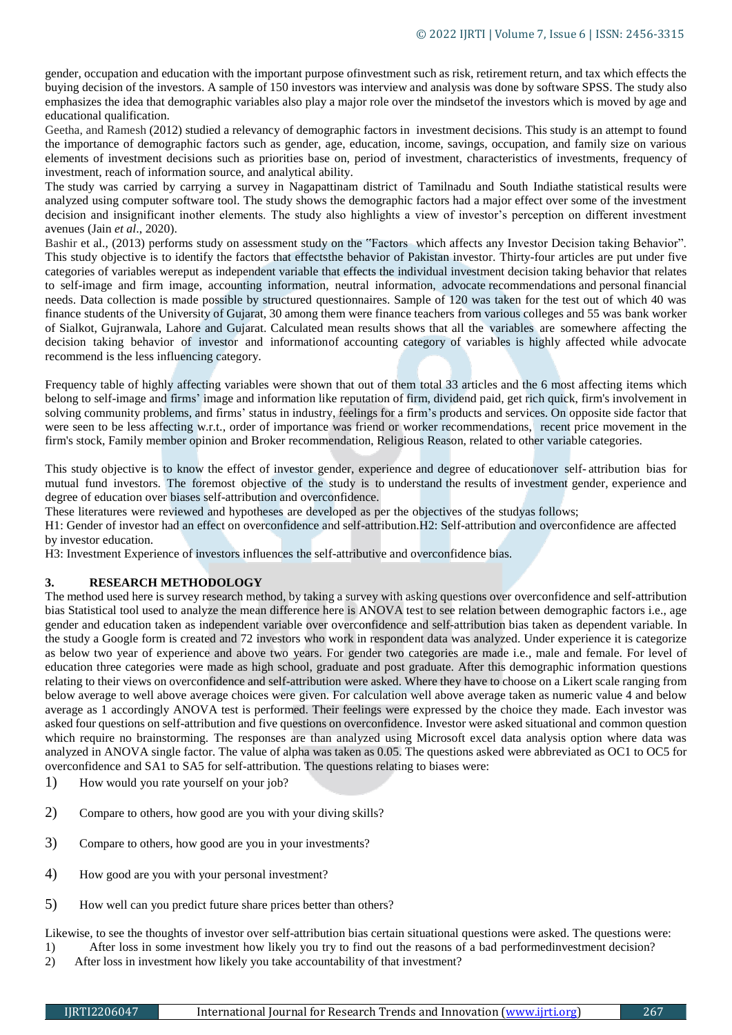gender, occupation and education with the important purpose ofinvestment such as risk, retirement return, and tax which effects the buying decision of the investors. A sample of 150 investors was interview and analysis was done by software SPSS. The study also emphasizes the idea that demographic variables also play a major role over the mindsetof the investors which is moved by age and educational qualification.

Geetha, and Ramesh (2012) studied a relevancy of demographic factors in investment decisions. This study is an attempt to found the importance of demographic factors such as gender, age, education, income, savings, occupation, and family size on various elements of investment decisions such as priorities base on, period of investment, characteristics of investments, frequency of investment, reach of information source, and analytical ability.

The study was carried by carrying a survey in Nagapattinam district of Tamilnadu and South Indiathe statistical results were analyzed using computer software tool. The study shows the demographic factors had a major effect over some of the investment decision and insignificant inother elements. The study also highlights a view of investor's perception on different investment avenues (Jain *et al*., 2020).

Bashir et al., (2013) performs study on assessment study on the "Factors which affects any Investor Decision taking Behavior". This study objective is to identify the factors that effectsthe behavior of Pakistan investor. Thirty-four articles are put under five categories of variables wereput as independent variable that effects the individual investment decision taking behavior that relates to self-image and firm image, accounting information, neutral information, advocate recommendations and personal financial needs. Data collection is made possible by structured questionnaires. Sample of 120 was taken for the test out of which 40 was finance students of the University of Gujarat, 30 among them were finance teachers from various colleges and 55 was bank worker of Sialkot, Gujranwala, Lahore and Gujarat. Calculated mean results shows that all the variables are somewhere affecting the decision taking behavior of investor and informationof accounting category of variables is highly affected while advocate recommend is the less influencing category.

Frequency table of highly affecting variables were shown that out of them total 33 articles and the 6 most affecting items which belong to self-image and firms' image and information like reputation of firm, dividend paid, get rich quick, firm's involvement in solving community problems, and firms' status in industry, feelings for a firm's products and services. On opposite side factor that were seen to be less affecting w.r.t., order of importance was friend or worker recommendations, recent price movement in the firm's stock, Family member opinion and Broker recommendation, Religious Reason, related to other variable categories.

This study objective is to know the effect of investor gender, experience and degree of educationover self- attribution bias for mutual fund investors. The foremost objective of the study is to understand the results of investment gender, experience and degree of education over biases self-attribution and overconfidence.

These literatures were reviewed and hypotheses are developed as per the objectives of the studyas follows;

H1: Gender of investor had an effect on overconfidence and self-attribution.H2: Self-attribution and overconfidence are affected by investor education.

H3: Investment Experience of investors influences the self-attributive and overconfidence bias.

## 3. RESEARCH METHODOLOGY

The method used here is survey research method, by taking a survey with asking questions over overconfidence and self-attribution bias Statistical tool used to analyze the mean difference here is ANOVA test to see relation between demographic factors i.e., age gender and education taken as independent variable over overconfidence and self-attribution bias taken as dependent variable. In the study a Google form is created and 72 investors who work in respondent data was analyzed. Under experience it is categorize as below two year of experience and above two years. For gender two categories are made i.e., male and female. For level of education three categories were made as high school, graduate and post graduate. After this demographic information questions relating to their views on overconfidence and self-attribution were asked. Where they have to choose on a Likert scale ranging from below average to well above average choices were given. For calculation well above average taken as numeric value 4 and below average as 1 accordingly ANOVA test is performed. Their feelings were expressed by the choice they made. Each investor was asked four questions on self-attribution and five questions on overconfidence. Investor were asked situational and common question which require no brainstorming. The responses are than analyzed using Microsoft excel data analysis option where data was analyzed in ANOVA single factor. The value of alpha was taken as 0.05. The questions asked were abbreviated as OC1 to OC5 for overconfidence and SA1 to SA5 for self-attribution. The questions relating to biases were:

1) How would you rate yourself on your job?
2) Compare to others, how good are you with your diving skills?
3) Compare to others, how good are you in your investments?
4) How good are you with your personal investment?
5) How well can you predict future share prices better than others?

Likewise, to see the thoughts of investor over self-attribution bias certain situational questions were asked. The questions were:

1) After loss in some investment how likely you try to find out the reasons of a bad performedinvestment decision?
2) After loss in investment how likely you take accountability of that investment?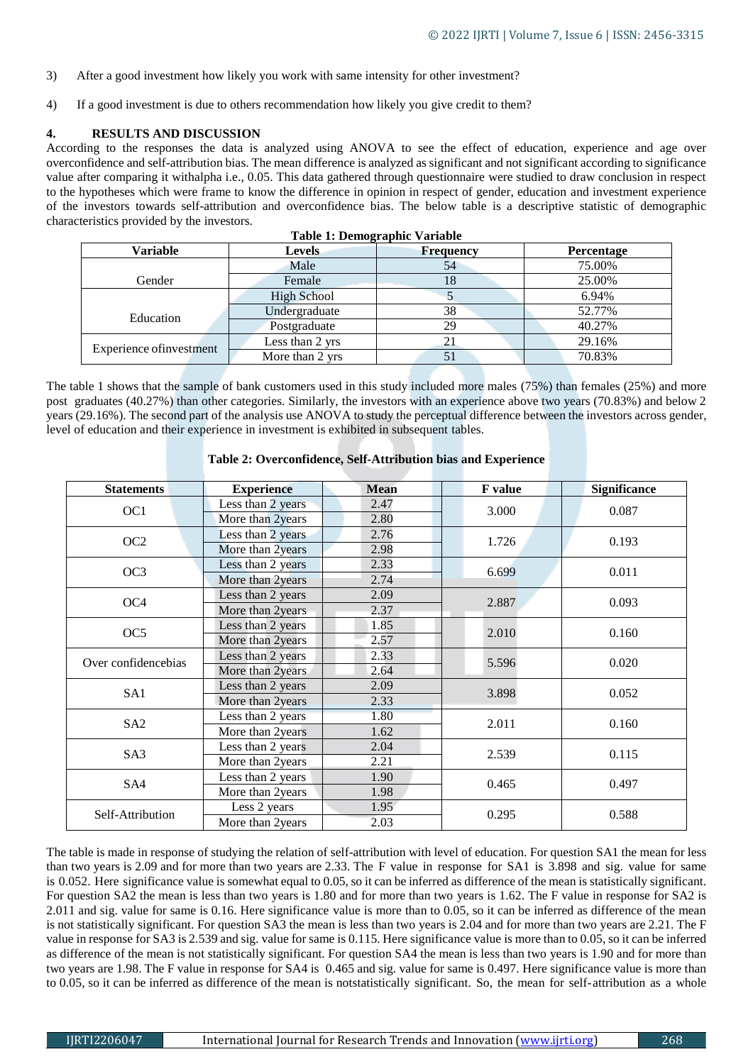3) After a good investment how likely you work with same intensity for other investment?

4) If a good investment is due to others recommendation how likely you give credit to them?

## 4. RESULTS AND DISCUSSION

According to the responses the data is analyzed using ANOVA to see the effect of education, experience and age over overconfidence and self-attribution bias. The mean difference is analyzed as significant and not significant according to significance value after comparing it withalpha i.e., 0.05. This data gathered through questionnaire were studied to draw conclusion in respect to the hypotheses which were frame to know the difference in opinion in respect of gender, education and investment experience of the investors towards self-attribution and overconfidence bias. The below table is a descriptive statistic of demographic characteristics provided by the investors.

**Table 1: Demographic Variable**

| Variable | Levels | Frequency | Percentage |
|---|---|---|---|
| Gender | Male | 54 | 75.00% |
| | Female | 18 | 25.00% |
| Education | High School | 5 | 6.94% |
| | Undergraduate | 38 | 52.77% |
| | Postgraduate | 29 | 40.27% |
| Experience ofinvestment | Less than 2 yrs | 21 | 29.16% |
| | More than 2 yrs | 51 | 70.83% |

The table 1 shows that the sample of bank customers used in this study included more males (75%) than females (25%) and more post graduates (40.27%) than other categories. Similarly, the investors with an experience above two years (70.83%) and below 2 years (29.16%). The second part of the analysis use ANOVA to study the perceptual difference between the investors across gender, level of education and their experience in investment is exhibited in subsequent tables.

**Table 2: Overconfidence, Self-Attribution bias and Experience**

| Statements | Experience | Mean | F value | Significance |
|---|---|---|---|---|
| OC1 | Less than 2 years | 2.47 | 3.000 | 0.087 |
| | More than 2years | 2.80 | | |
| OC2 | Less than 2 years | 2.76 | 1.726 | 0.193 |
| | More than 2years | 2.98 | | |
| OC3 | Less than 2 years | 2.33 | 6.699 | 0.011 |
| | More than 2years | 2.74 | | |
| OC4 | Less than 2 years | 2.09 | 2.887 | 0.093 |
| | More than 2years | 2.37 | | |
| OC5 | Less than 2 years | 1.85 | 2.010 | 0.160 |
| | More than 2years | 2.57 | | |
| Over confidencebias | Less than 2 years | 2.33 | 5.596 | 0.020 |
| | More than 2years | 2.64 | | |
| SA1 | Less than 2 years | 2.09 | 3.898 | 0.052 |
| | More than 2years | 2.33 | | |
| SA2 | Less than 2 years | 1.80 | 2.011 | 0.160 |
| | More than 2years | 1.62 | | |
| SA3 | Less than 2 years | 2.04 | 2.539 | 0.115 |
| | More than 2years | 2.21 | | |
| SA4 | Less than 2 years | 1.90 | 0.465 | 0.497 |
| | More than 2years | 1.98 | | |
| Self-Attribution | Less 2 years | 1.95 | 0.295 | 0.588 |
| | More than 2years | 2.03 | | |

The table is made in response of studying the relation of self-attribution with level of education. For question SA1 the mean for less than two years is 2.09 and for more than two years are 2.33. The F value in response for SA1 is 3.898 and sig. value for same is 0.052. Here significance value is somewhat equal to 0.05, so it can be inferred as difference of the mean is statistically significant. For question SA2 the mean is less than two years is 1.80 and for more than two years is 1.62. The F value in response for SA2 is 2.011 and sig. value for same is 0.16. Here significance value is more than to 0.05, so it can be inferred as difference of the mean is not statistically significant. For question SA3 the mean is less than two years is 2.04 and for more than two years are 2.21. The F value in response for SA3 is 2.539 and sig. value for same is 0.115. Here significance value is more than to 0.05, so it can be inferred as difference of the mean is not statistically significant. For question SA4 the mean is less than two years is 1.90 and for more than two years are 1.98. The F value in response for SA4 is 0.465 and sig. value for same is 0.497. Here significance value is more than to 0.05, so it can be inferred as difference of the mean is notstatistically significant. So, the mean for self-attribution as a whole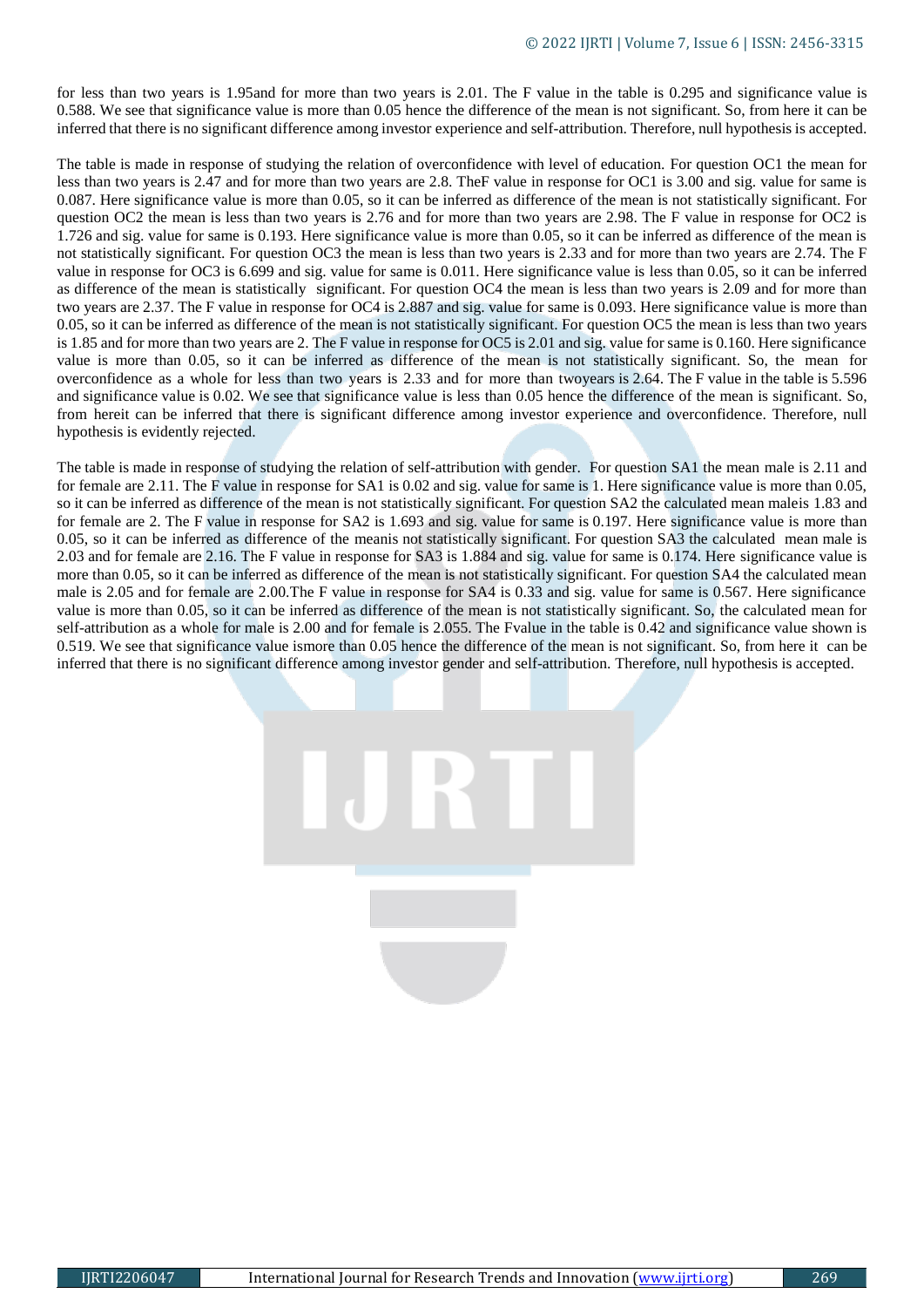for less than two years is 1.95and for more than two years is 2.01. The F value in the table is 0.295 and significance value is 0.588. We see that significance value is more than 0.05 hence the difference of the mean is not significant. So, from here it can be inferred that there is no significant difference among investor experience and self-attribution. Therefore, null hypothesis is accepted.

The table is made in response of studying the relation of overconfidence with level of education. For question OC1 the mean for less than two years is 2.47 and for more than two years are 2.8. TheF value in response for OC1 is 3.00 and sig. value for same is 0.087. Here significance value is more than 0.05, so it can be inferred as difference of the mean is not statistically significant. For question OC2 the mean is less than two years is 2.76 and for more than two years are 2.98. The F value in response for OC2 is 1.726 and sig. value for same is 0.193. Here significance value is more than 0.05, so it can be inferred as difference of the mean is not statistically significant. For question OC3 the mean is less than two years is 2.33 and for more than two years are 2.74. The F value in response for OC3 is 6.699 and sig. value for same is 0.011. Here significance value is less than 0.05, so it can be inferred as difference of the mean is statistically significant. For question OC4 the mean is less than two years is 2.09 and for more than two years are 2.37. The F value in response for OC4 is 2.887 and sig. value for same is 0.093. Here significance value is more than 0.05, so it can be inferred as difference of the mean is not statistically significant. For question OC5 the mean is less than two years is 1.85 and for more than two years are 2. The F value in response for OC5 is 2.01 and sig. value for same is 0.160. Here significance value is more than 0.05, so it can be inferred as difference of the mean is not statistically significant. So, the mean for overconfidence as a whole for less than two years is 2.33 and for more than twoyears is 2.64. The F value in the table is 5.596 and significance value is 0.02. We see that significance value is less than 0.05 hence the difference of the mean is significant. So, from hereit can be inferred that there is significant difference among investor experience and overconfidence. Therefore, null hypothesis is evidently rejected.

The table is made in response of studying the relation of self-attribution with gender. For question SA1 the mean male is 2.11 and for female are 2.11. The F value in response for SA1 is 0.02 and sig. value for same is 1. Here significance value is more than 0.05, so it can be inferred as difference of the mean is not statistically significant. For question SA2 the calculated mean maleis 1.83 and for female are 2. The F value in response for SA2 is 1.693 and sig. value for same is 0.197. Here significance value is more than 0.05, so it can be inferred as difference of the meanis not statistically significant. For question SA3 the calculated mean male is 2.03 and for female are 2.16. The F value in response for SA3 is 1.884 and sig. value for same is 0.174. Here significance value is more than 0.05, so it can be inferred as difference of the mean is not statistically significant. For question SA4 the calculated mean male is 2.05 and for female are 2.00.The F value in response for SA4 is 0.33 and sig. value for same is 0.567. Here significance value is more than 0.05, so it can be inferred as difference of the mean is not statistically significant. So, the calculated mean for self-attribution as a whole for male is 2.00 and for female is 2.055. The Fvalue in the table is 0.42 and significance value shown is 0.519. We see that significance value ismore than 0.05 hence the difference of the mean is not significant. So, from here it can be inferred that there is no significant difference among investor gender and self-attribution. Therefore, null hypothesis is accepted.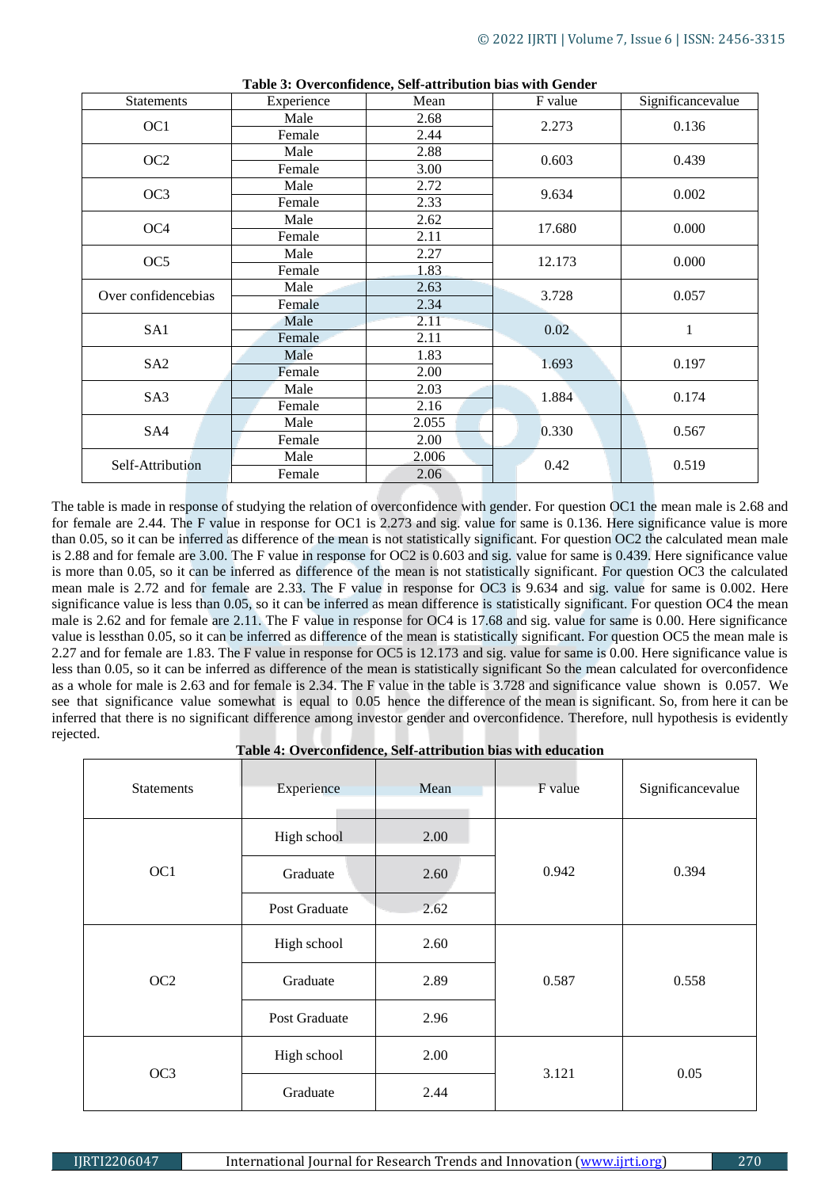**Table 3: Overconfidence, Self-attribution bias with Gender**

| Statements | Experience | Mean | F value | Significancevalue |
|---|---|---|---|---|
| OC1 | Male | 2.68 | 2.273 | 0.136 |
| | Female | 2.44 | | |
| OC2 | Male | 2.88 | 0.603 | 0.439 |
| | Female | 3.00 | | |
| OC3 | Male | 2.72 | 9.634 | 0.002 |
| | Female | 2.33 | | |
| OC4 | Male | 2.62 | 17.680 | 0.000 |
| | Female | 2.11 | | |
| OC5 | Male | 2.27 | 12.173 | 0.000 |
| | Female | 1.83 | | |
| Over confidencebias | Male | 2.63 | 3.728 | 0.057 |
| | Female | 2.34 | | |
| SA1 | Male | 2.11 | 0.02 | 1 |
| | Female | 2.11 | | |
| SA2 | Male | 1.83 | 1.693 | 0.197 |
| | Female | 2.00 | | |
| SA3 | Male | 2.03 | 1.884 | 0.174 |
| | Female | 2.16 | | |
| SA4 | Male | 2.055 | 0.330 | 0.567 |
| | Female | 2.00 | | |
| Self-Attribution | Male | 2.006 | 0.42 | 0.519 |
| | Female | 2.06 | | |

The table is made in response of studying the relation of overconfidence with gender. For question OC1 the mean male is 2.68 and for female are 2.44. The F value in response for OC1 is 2.273 and sig. value for same is 0.136. Here significance value is more than 0.05, so it can be inferred as difference of the mean is not statistically significant. For question OC2 the calculated mean male is 2.88 and for female are 3.00. The F value in response for OC2 is 0.603 and sig. value for same is 0.439. Here significance value is more than 0.05, so it can be inferred as difference of the mean is not statistically significant. For question OC3 the calculated mean male is 2.72 and for female are 2.33. The F value in response for OC3 is 9.634 and sig. value for same is 0.002. Here significance value is less than 0.05, so it can be inferred as mean difference is statistically significant. For question OC4 the mean male is 2.62 and for female are 2.11. The F value in response for OC4 is 17.68 and sig. value for same is 0.00. Here significance value is lessthan 0.05, so it can be inferred as difference of the mean is statistically significant. For question OC5 the mean male is 2.27 and for female are 1.83. The F value in response for OC5 is 12.173 and sig. value for same is 0.00. Here significance value is less than 0.05, so it can be inferred as difference of the mean is statistically significant So the mean calculated for overconfidence as a whole for male is 2.63 and for female is 2.34. The F value in the table is 3.728 and significance value shown is 0.057. We see that significance value somewhat is equal to 0.05 hence the difference of the mean is significant. So, from here it can be inferred that there is no significant difference among investor gender and overconfidence. Therefore, null hypothesis is evidently rejected.

**Table 4: Overconfidence, Self-attribution bias with education**

| Statements | Experience | Mean | F value | Significancevalue |
|---|---|---|---|---|
| OC1 | High school | 2.00 | 0.942 | 0.394 |
| | Graduate | 2.60 | | |
| | Post Graduate | 2.62 | | |
| OC2 | High school | 2.60 | 0.587 | 0.558 |
| | Graduate | 2.89 | | |
| | Post Graduate | 2.96 | | |
| OC3 | High school | 2.00 | 3.121 | 0.05 |
| | Graduate | 2.44 | | |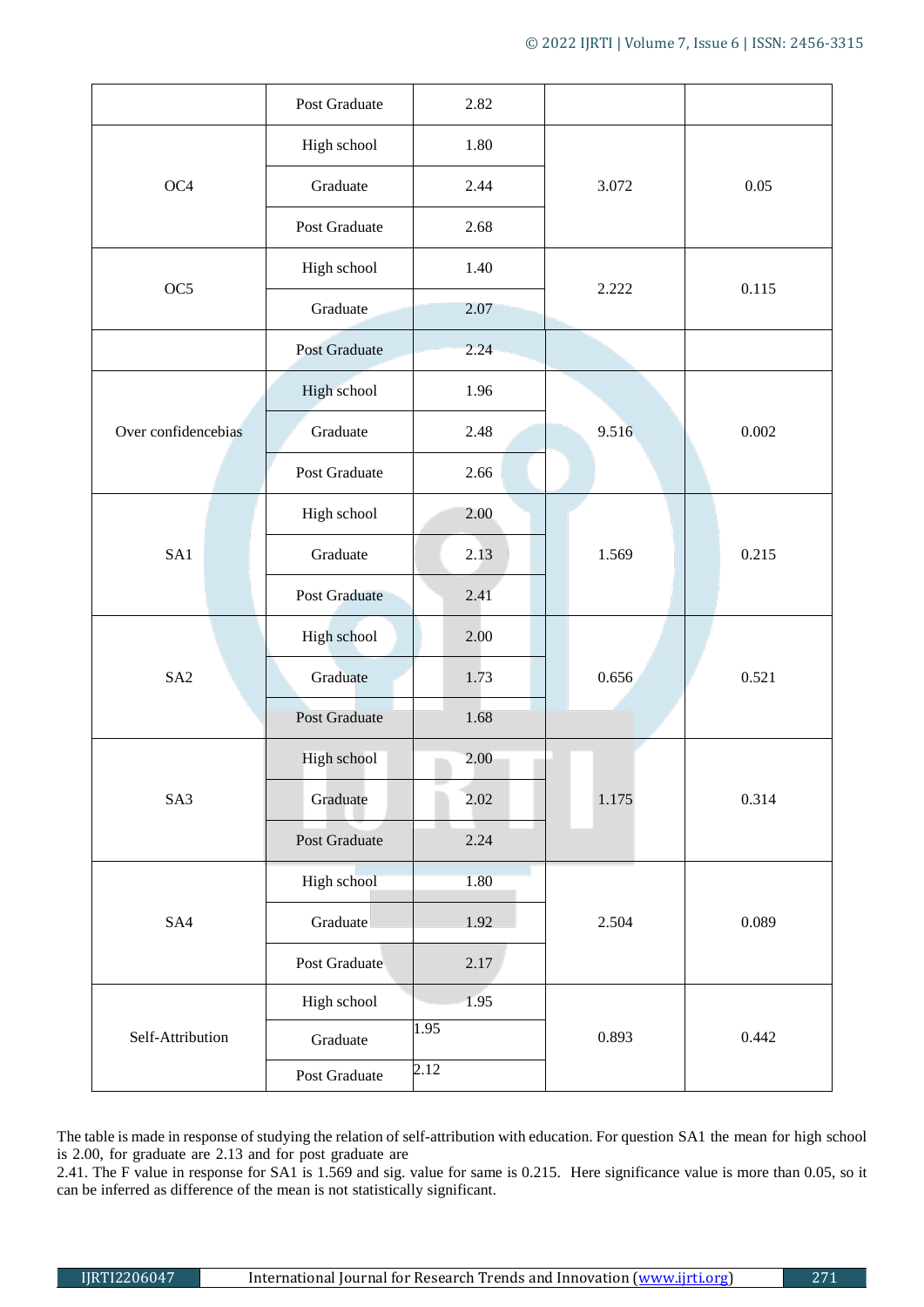|  | Post Graduate | 2.82 |  |  |
|---|---|---|---|---|
| OC4 | High school | 1.80 | 3.072 | 0.05 |
|  | Graduate | 2.44 |  |  |
|  | Post Graduate | 2.68 |  |  |
| OC5 | High school | 1.40 | 2.222 | 0.115 |
|  | Graduate | 2.07 |  |  |
|  | Post Graduate | 2.24 |  |  |
| Over confidencebias | High school | 1.96 | 9.516 | 0.002 |
|  | Graduate | 2.48 |  |  |
|  | Post Graduate | 2.66 |  |  |
| SA1 | High school | 2.00 | 1.569 | 0.215 |
|  | Graduate | 2.13 |  |  |
|  | Post Graduate | 2.41 |  |  |
| SA2 | High school | 2.00 | 0.656 | 0.521 |
|  | Graduate | 1.73 |  |  |
|  | Post Graduate | 1.68 |  |  |
| SA3 | High school | 2.00 | 1.175 | 0.314 |
|  | Graduate | 2.02 |  |  |
|  | Post Graduate | 2.24 |  |  |
| SA4 | High school | 1.80 | 2.504 | 0.089 |
|  | Graduate | 1.92 |  |  |
|  | Post Graduate | 2.17 |  |  |
| Self-Attribution | High school | 1.95 | 0.893 | 0.442 |
|  | Graduate | 1.95 |  |  |
|  | Post Graduate | 2.12 |  |  |

The table is made in response of studying the relation of self-attribution with education. For question SA1 the mean for high school is 2.00, for graduate are 2.13 and for post graduate are 2.41. The F value in response for SA1 is 1.569 and sig. value for same is 0.215. Here significance value is more than 0.05, so it can be inferred as difference of the mean is not statistically significant.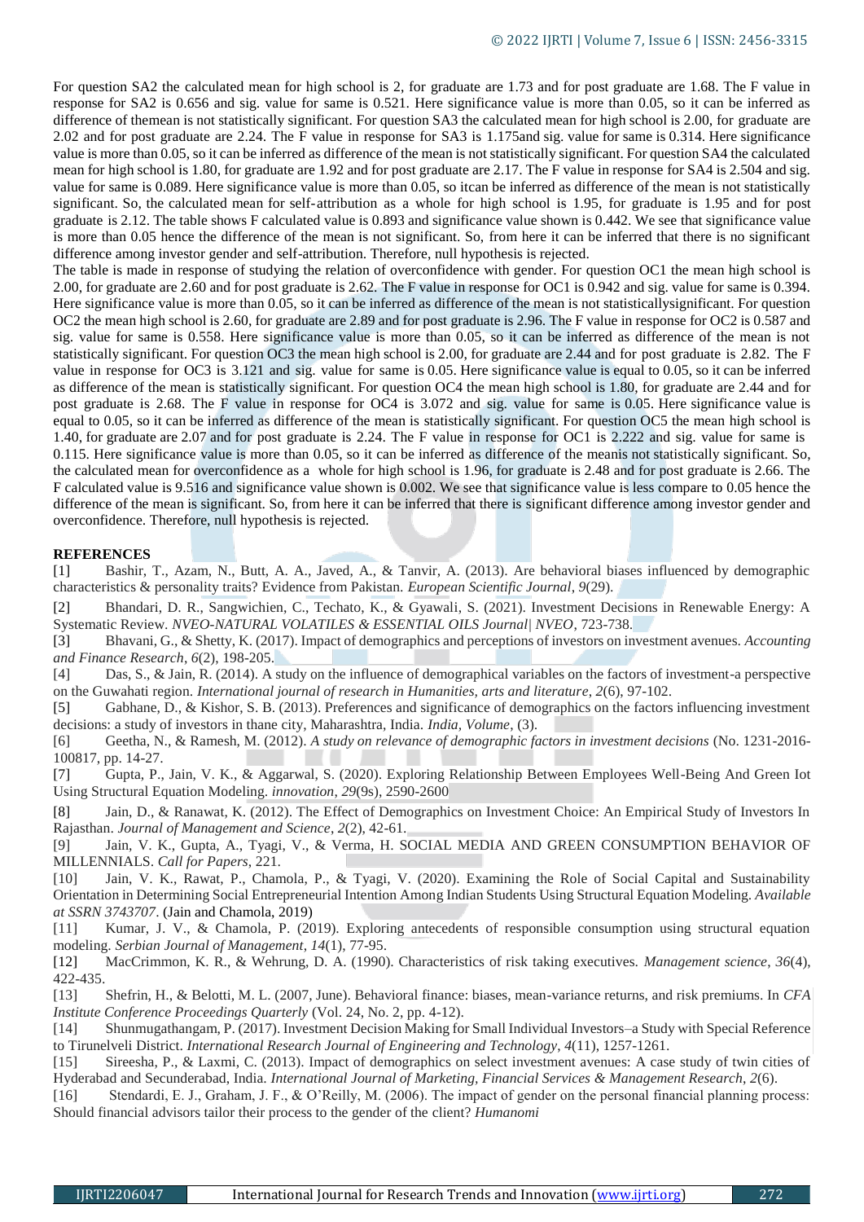For question SA2 the calculated mean for high school is 2, for graduate are 1.73 and for post graduate are 1.68. The F value in response for SA2 is 0.656 and sig. value for same is 0.521. Here significance value is more than 0.05, so it can be inferred as difference of themean is not statistically significant. For question SA3 the calculated mean for high school is 2.00, for graduate are 2.02 and for post graduate are 2.24. The F value in response for SA3 is 1.175and sig. value for same is 0.314. Here significance value is more than 0.05, so it can be inferred as difference of the mean is not statistically significant. For question SA4 the calculated mean for high school is 1.80, for graduate are 1.92 and for post graduate are 2.17. The F value in response for SA4 is 2.504 and sig. value for same is 0.089. Here significance value is more than 0.05, so itcan be inferred as difference of the mean is not statistically significant. So, the calculated mean for self-attribution as a whole for high school is 1.95, for graduate is 1.95 and for post graduate is 2.12. The table shows F calculated value is 0.893 and significance value shown is 0.442. We see that significance value is more than 0.05 hence the difference of the mean is not significant. So, from here it can be inferred that there is no significant difference among investor gender and self-attribution. Therefore, null hypothesis is rejected.

The table is made in response of studying the relation of overconfidence with gender. For question OC1 the mean high school is 2.00, for graduate are 2.60 and for post graduate is 2.62. The F value in response for OC1 is 0.942 and sig. value for same is 0.394. Here significance value is more than 0.05, so it can be inferred as difference of the mean is not statisticallysignificant. For question OC2 the mean high school is 2.60, for graduate are 2.89 and for post graduate is 2.96. The F value in response for OC2 is 0.587 and sig. value for same is 0.558. Here significance value is more than 0.05, so it can be inferred as difference of the mean is not statistically significant. For question OC3 the mean high school is 2.00, for graduate are 2.44 and for post graduate is 2.82. The F value in response for OC3 is 3.121 and sig. value for same is 0.05. Here significance value is equal to 0.05, so it can be inferred as difference of the mean is statistically significant. For question OC4 the mean high school is 1.80, for graduate are 2.44 and for post graduate is 2.68. The F value in response for OC4 is 3.072 and sig. value for same is 0.05. Here significance value is equal to 0.05, so it can be inferred as difference of the mean is statistically significant. For question OC5 the mean high school is 1.40, for graduate are 2.07 and for post graduate is 2.24. The F value in response for OC1 is 2.222 and sig. value for same is 0.115. Here significance value is more than 0.05, so it can be inferred as difference of the meanis not statistically significant. So, the calculated mean for overconfidence as a whole for high school is 1.96, for graduate is 2.48 and for post graduate is 2.66. The F calculated value is 9.516 and significance value shown is 0.002. We see that significance value is less compare to 0.05 hence the difference of the mean is significant. So, from here it can be inferred that there is significant difference among investor gender and overconfidence. Therefore, null hypothesis is rejected.

## REFERENCES

[1] Bashir, T., Azam, N., Butt, A. A., Javed, A., & Tanvir, A. (2013). Are behavioral biases influenced by demographic characteristics & personality traits? Evidence from Pakistan. *European Scientific Journal*, *9*(29).

[2] Bhandari, D. R., Sangwichien, C., Techato, K., & Gyawali, S. (2021). Investment Decisions in Renewable Energy: A Systematic Review. *NVEO-NATURAL VOLATILES & ESSENTIAL OILS Journal| NVEO*, 723-738.

[3] Bhavani, G., & Shetty, K. (2017). Impact of demographics and perceptions of investors on investment avenues. *Accounting and Finance Research*, *6*(2), 198-205.

[4] Das, S., & Jain, R. (2014). A study on the influence of demographical variables on the factors of investment-a perspective on the Guwahati region. *International journal of research in Humanities, arts and literature*, *2*(6), 97-102.

[5] Gabhane, D., & Kishor, S. B. (2013). Preferences and significance of demographics on the factors influencing investment decisions: a study of investors in thane city, Maharashtra, India. *India, Volume*, (3).

[6] Geetha, N., & Ramesh, M. (2012). *A study on relevance of demographic factors in investment decisions* (No. 1231-2016-100817, pp. 14-27.

[7] Gupta, P., Jain, V. K., & Aggarwal, S. (2020). Exploring Relationship Between Employees Well-Being And Green Iot Using Structural Equation Modeling. *innovation*, *29*(9s), 2590-2600

[8] Jain, D., & Ranawat, K. (2012). The Effect of Demographics on Investment Choice: An Empirical Study of Investors In Rajasthan. *Journal of Management and Science*, *2*(2), 42-61.

[9] Jain, V. K., Gupta, A., Tyagi, V., & Verma, H. SOCIAL MEDIA AND GREEN CONSUMPTION BEHAVIOR OF MILLENNIALS. *Call for Papers*, 221.

[10] Jain, V. K., Rawat, P., Chamola, P., & Tyagi, V. (2020). Examining the Role of Social Capital and Sustainability Orientation in Determining Social Entrepreneurial Intention Among Indian Students Using Structural Equation Modeling. *Available at SSRN 3743707*. (Jain and Chamola, 2019)

[11] Kumar, J. V., & Chamola, P. (2019). Exploring antecedents of responsible consumption using structural equation modeling. *Serbian Journal of Management*, *14*(1), 77-95.

[12] MacCrimmon, K. R., & Wehrung, D. A. (1990). Characteristics of risk taking executives. *Management science*, *36*(4), 422-435.

[13] Shefrin, H., & Belotti, M. L. (2007, June). Behavioral finance: biases, mean-variance returns, and risk premiums. In *CFA Institute Conference Proceedings Quarterly* (Vol. 24, No. 2, pp. 4-12).

[14] Shunmugathangam, P. (2017). Investment Decision Making for Small Individual Investors–a Study with Special Reference to Tirunelveli District. *International Research Journal of Engineering and Technology*, *4*(11), 1257-1261.

[15] Sireesha, P., & Laxmi, C. (2013). Impact of demographics on select investment avenues: A case study of twin cities of Hyderabad and Secunderabad, India. *International Journal of Marketing, Financial Services & Management Research*, *2*(6).

[16] Stendardi, E. J., Graham, J. F., & O'Reilly, M. (2006). The impact of gender on the personal financial planning process: Should financial advisors tailor their process to the gender of the client? *Humanomi*